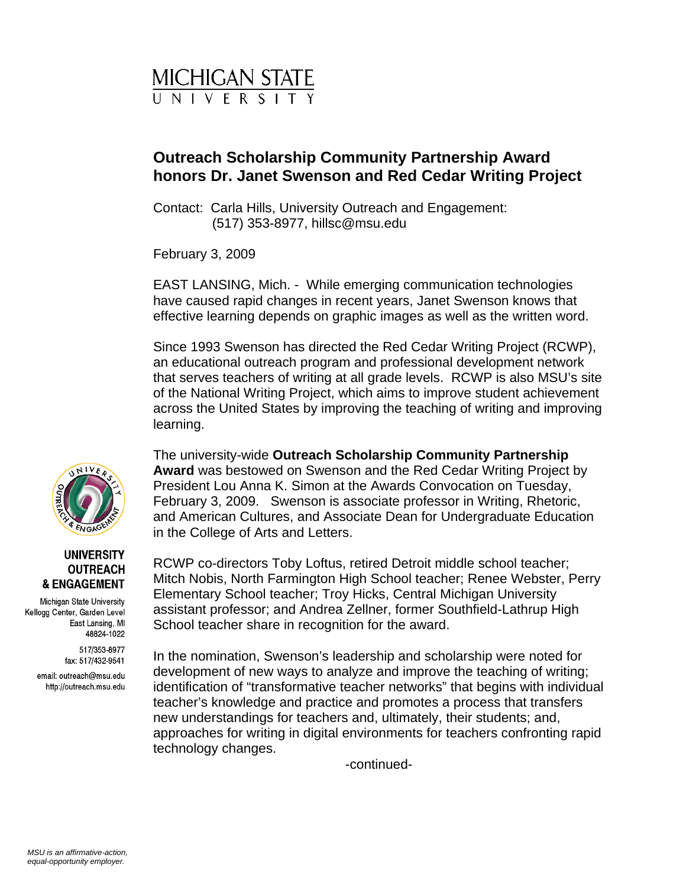MICHIGAN STATE UNIVERSITY

# Outreach Scholarship Community Partnership Award honors Dr. Janet Swenson and Red Cedar Writing Project

Contact: Carla Hills, University Outreach and Engagement: (517) 353-8977, hillsc@msu.edu

February 3, 2009

EAST LANSING, Mich. - While emerging communication technologies have caused rapid changes in recent years, Janet Swenson knows that effective learning depends on graphic images as well as the written word.

Since 1993 Swenson has directed the Red Cedar Writing Project (RCWP), an educational outreach program and professional development network that serves teachers of writing at all grade levels. RCWP is also MSU's site of the National Writing Project, which aims to improve student achievement across the United States by improving the teaching of writing and improving learning.

The university-wide **Outreach Scholarship Community Partnership Award** was bestowed on Swenson and the Red Cedar Writing Project by President Lou Anna K. Simon at the Awards Convocation on Tuesday, February 3, 2009. Swenson is associate professor in Writing, Rhetoric, and American Cultures, and Associate Dean for Undergraduate Education in the College of Arts and Letters.

RCWP co-directors Toby Loftus, retired Detroit middle school teacher; Mitch Nobis, North Farmington High School teacher; Renee Webster, Perry Elementary School teacher; Troy Hicks, Central Michigan University assistant professor; and Andrea Zellner, former Southfield-Lathrup High School teacher share in recognition for the award.

In the nomination, Swenson's leadership and scholarship were noted for development of new ways to analyze and improve the teaching of writing; identification of "transformative teacher networks" that begins with individual teacher's knowledge and practice and promotes a process that transfers new understandings for teachers and, ultimately, their students; and, approaches for writing in digital environments for teachers confronting rapid technology changes.

-continued-

**UNIVERSITY OUTREACH & ENGAGEMENT**

Michigan State University
Kellogg Center, Garden Level
East Lansing, MI
48824-1022

517/353-8977
fax: 517/432-9541

email: outreach@msu.edu
http://outreach.msu.edu

*MSU is an affirmative-action, equal-opportunity employer.*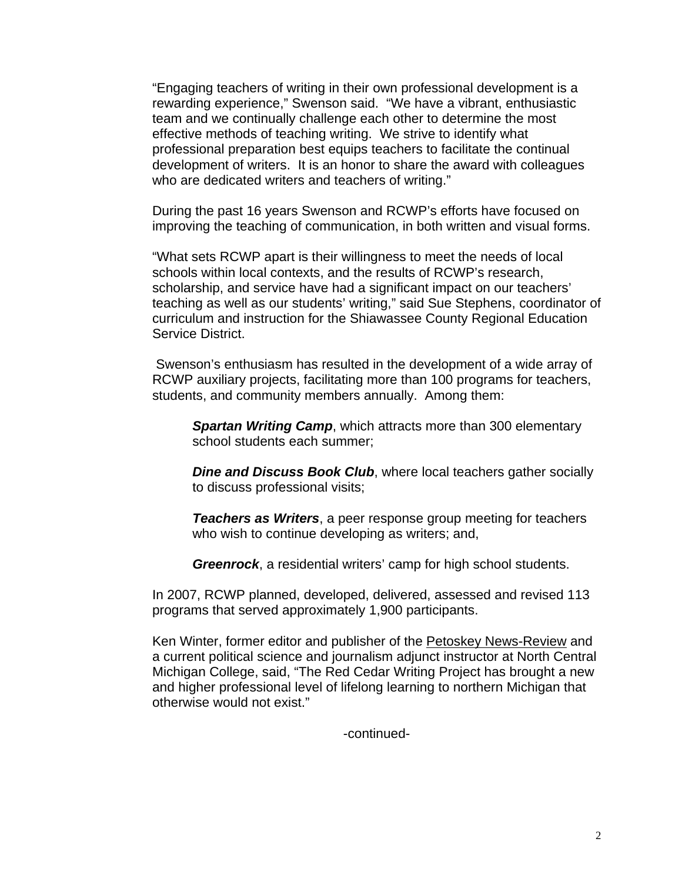"Engaging teachers of writing in their own professional development is a rewarding experience," Swenson said. "We have a vibrant, enthusiastic team and we continually challenge each other to determine the most effective methods of teaching writing. We strive to identify what professional preparation best equips teachers to facilitate the continual development of writers. It is an honor to share the award with colleagues who are dedicated writers and teachers of writing."

During the past 16 years Swenson and RCWP's efforts have focused on improving the teaching of communication, in both written and visual forms.

"What sets RCWP apart is their willingness to meet the needs of local schools within local contexts, and the results of RCWP's research, scholarship, and service have had a significant impact on our teachers' teaching as well as our students' writing," said Sue Stephens, coordinator of curriculum and instruction for the Shiawassee County Regional Education Service District.

Swenson's enthusiasm has resulted in the development of a wide array of RCWP auxiliary projects, facilitating more than 100 programs for teachers, students, and community members annually. Among them:

> ***Spartan Writing Camp***, which attracts more than 300 elementary school students each summer;
>
> ***Dine and Discuss Book Club***, where local teachers gather socially to discuss professional visits;
>
> ***Teachers as Writers***, a peer response group meeting for teachers who wish to continue developing as writers; and,
>
> ***Greenrock***, a residential writers' camp for high school students.

In 2007, RCWP planned, developed, delivered, assessed and revised 113 programs that served approximately 1,900 participants.

Ken Winter, former editor and publisher of the Petoskey News-Review and a current political science and journalism adjunct instructor at North Central Michigan College, said, "The Red Cedar Writing Project has brought a new and higher professional level of lifelong learning to northern Michigan that otherwise would not exist."

-continued-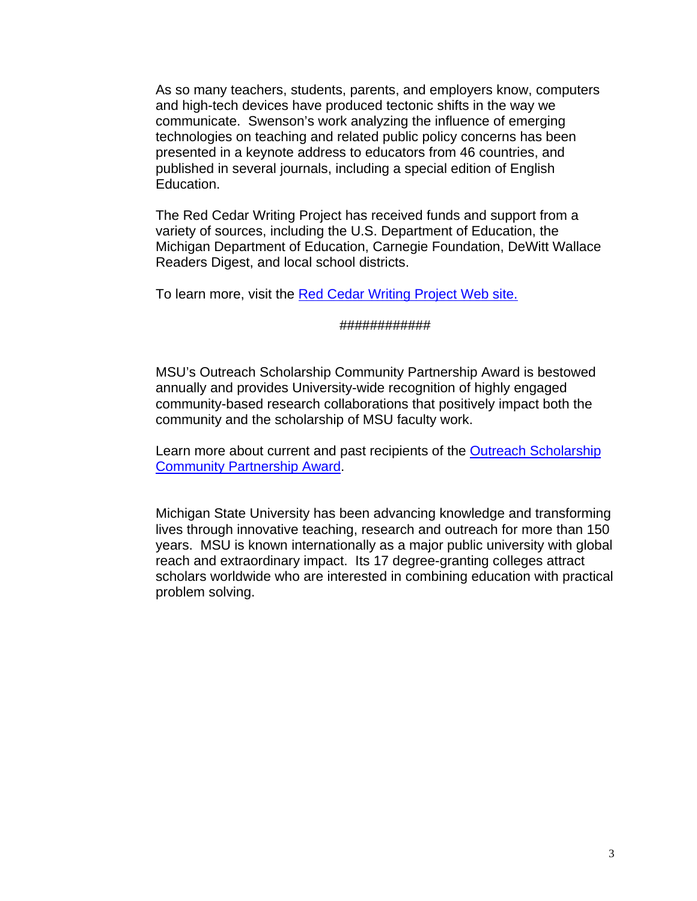As so many teachers, students, parents, and employers know, computers and high-tech devices have produced tectonic shifts in the way we communicate. Swenson's work analyzing the influence of emerging technologies on teaching and related public policy concerns has been presented in a keynote address to educators from 46 countries, and published in several journals, including a special edition of English Education.

The Red Cedar Writing Project has received funds and support from a variety of sources, including the U.S. Department of Education, the Michigan Department of Education, Carnegie Foundation, DeWitt Wallace Readers Digest, and local school districts.

To learn more, visit the Red Cedar Writing Project Web site.

############

MSU's Outreach Scholarship Community Partnership Award is bestowed annually and provides University-wide recognition of highly engaged community-based research collaborations that positively impact both the community and the scholarship of MSU faculty work.

Learn more about current and past recipients of the Outreach Scholarship Community Partnership Award.

Michigan State University has been advancing knowledge and transforming lives through innovative teaching, research and outreach for more than 150 years. MSU is known internationally as a major public university with global reach and extraordinary impact. Its 17 degree-granting colleges attract scholars worldwide who are interested in combining education with practical problem solving.